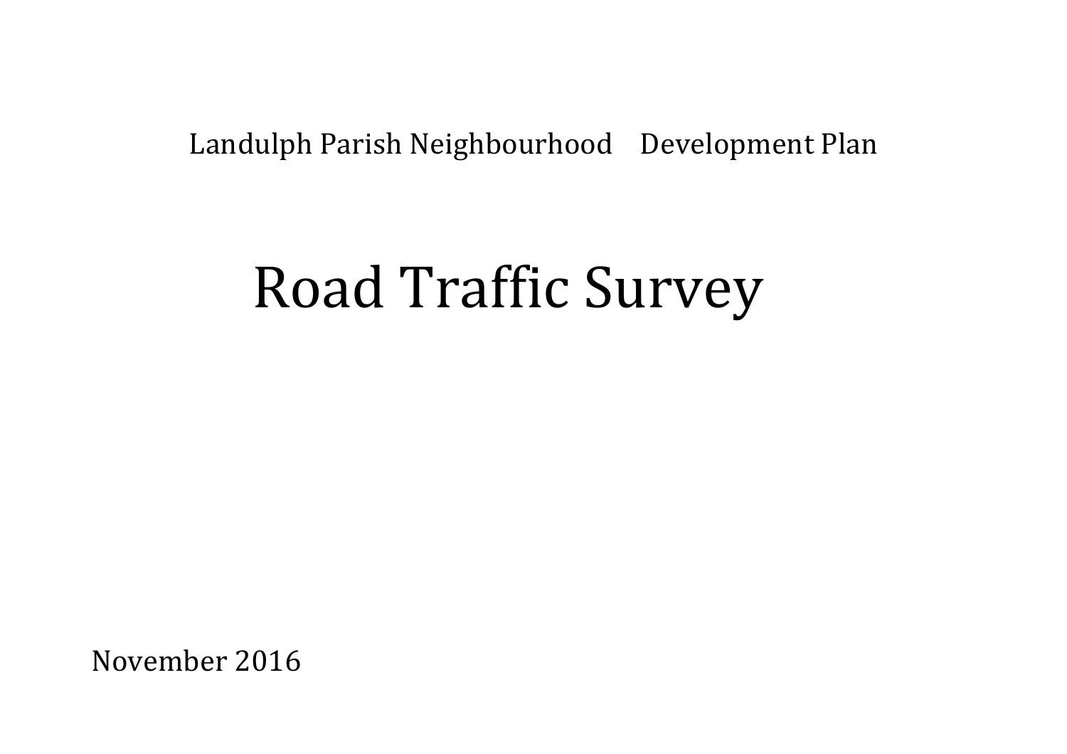Landulph Parish Neighbourhood Development Plan

# Road Traffic Survey

November 2016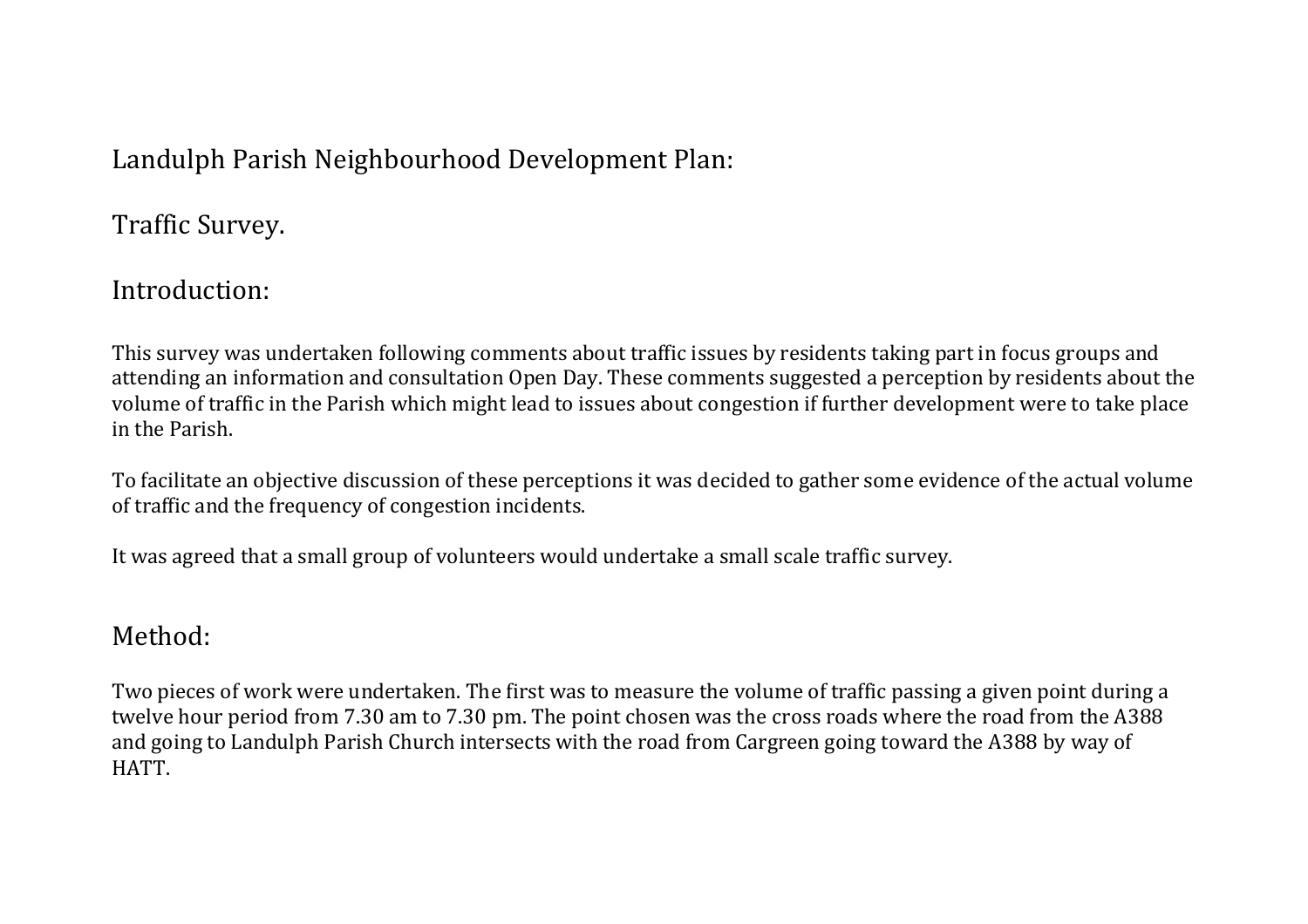# Landulph Parish Neighbourhood Development Plan:

## Traffic Survey.

## Introduction:

This survey was undertaken following comments about traffic issues by residents taking part in focus groups and attending an information and consultation Open Day. These comments suggested a perception by residents about the volume of traffic in the Parish which might lead to issues about congestion if further development were to take place in the Parish.

To facilitate an objective discussion of these perceptions it was decided to gather some evidence of the actual volume of traffic and the frequency of congestion incidents.

It was agreed that a small group of volunteers would undertake a small scale traffic survey.

## Method:

Two pieces of work were undertaken. The first was to measure the volume of traffic passing a given point during a twelve hour period from 7.30 am to 7.30 pm. The point chosen was the cross roads where the road from the A388 and going to Landulph Parish Church intersects with the road from Cargreen going toward the A388 by way of HATT.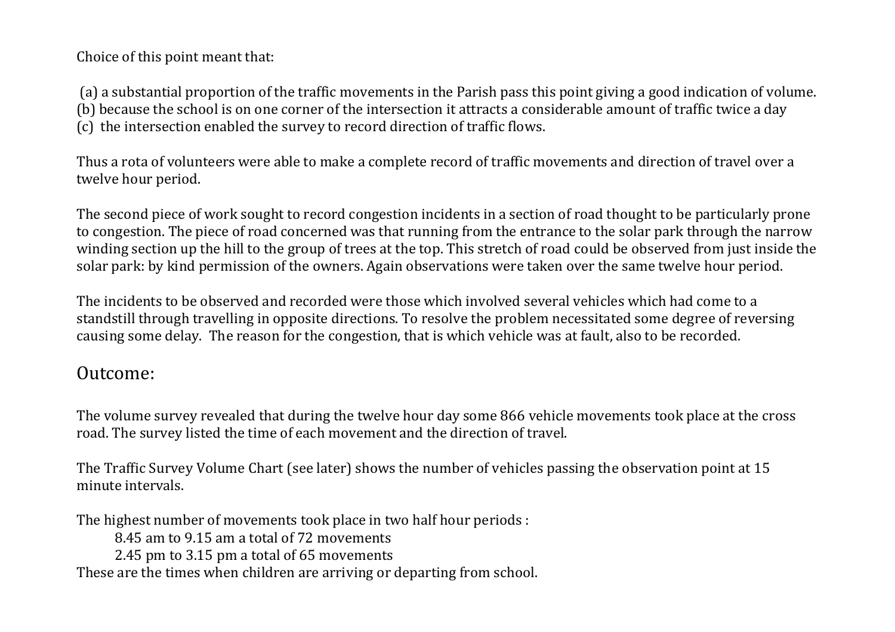Choice of this point meant that:

(a) a substantial proportion of the traffic movements in the Parish pass this point giving a good indication of volume.
(b) because the school is on one corner of the intersection it attracts a considerable amount of traffic twice a day
(c) the intersection enabled the survey to record direction of traffic flows.

Thus a rota of volunteers were able to make a complete record of traffic movements and direction of travel over a twelve hour period.

The second piece of work sought to record congestion incidents in a section of road thought to be particularly prone to congestion. The piece of road concerned was that running from the entrance to the solar park through the narrow winding section up the hill to the group of trees at the top. This stretch of road could be observed from just inside the solar park: by kind permission of the owners. Again observations were taken over the same twelve hour period.

The incidents to be observed and recorded were those which involved several vehicles which had come to a standstill through travelling in opposite directions. To resolve the problem necessitated some degree of reversing causing some delay. The reason for the congestion, that is which vehicle was at fault, also to be recorded.

## Outcome:

The volume survey revealed that during the twelve hour day some 866 vehicle movements took place at the cross road. The survey listed the time of each movement and the direction of travel.

The Traffic Survey Volume Chart (see later) shows the number of vehicles passing the observation point at 15 minute intervals.

The highest number of movements took place in two half hour periods :

8.45 am to 9.15 am a total of 72 movements
2.45 pm to 3.15 pm a total of 65 movements

These are the times when children are arriving or departing from school.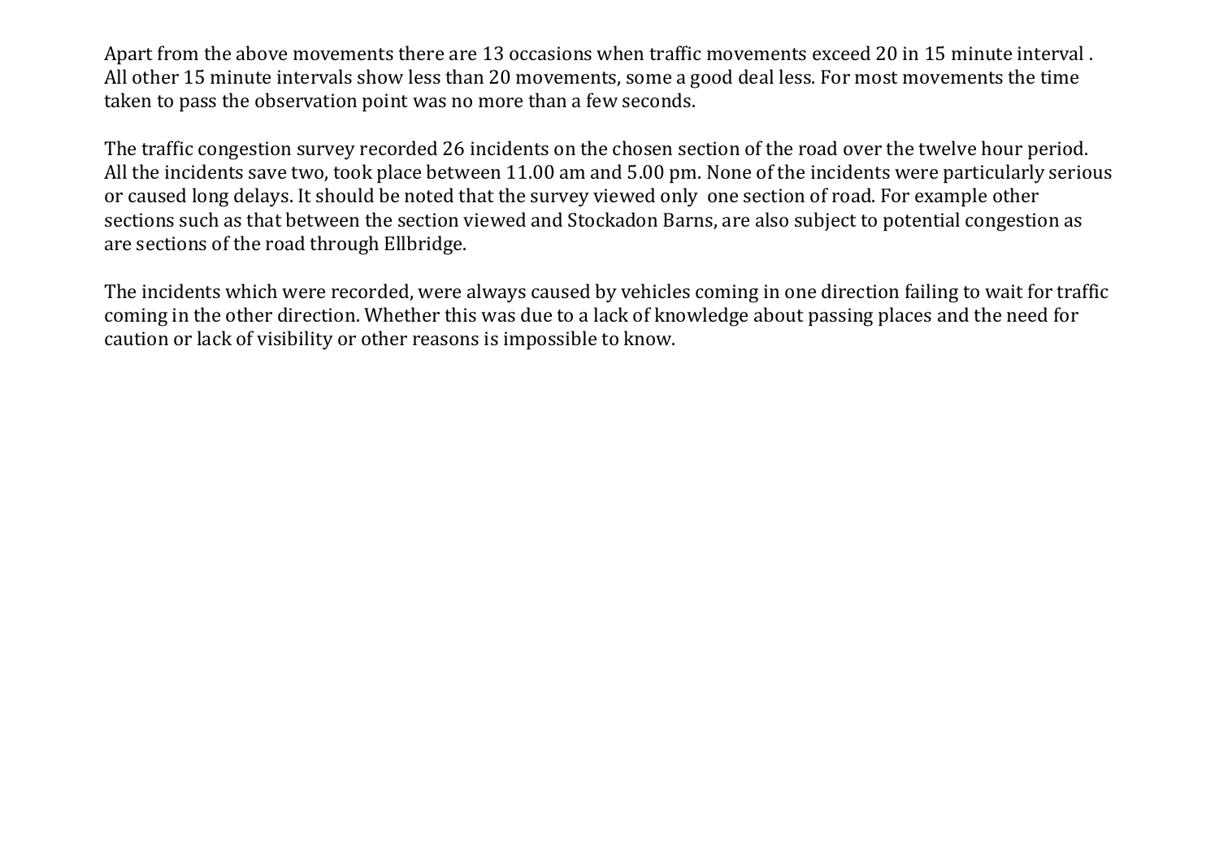Apart from the above movements there are 13 occasions when traffic movements exceed 20 in 15 minute interval . All other 15 minute intervals show less than 20 movements, some a good deal less. For most movements the time taken to pass the observation point was no more than a few seconds.

The traffic congestion survey recorded 26 incidents on the chosen section of the road over the twelve hour period. All the incidents save two, took place between 11.00 am and 5.00 pm. None of the incidents were particularly serious or caused long delays. It should be noted that the survey viewed only one section of road. For example other sections such as that between the section viewed and Stockadon Barns, are also subject to potential congestion as are sections of the road through Ellbridge.

The incidents which were recorded, were always caused by vehicles coming in one direction failing to wait for traffic coming in the other direction. Whether this was due to a lack of knowledge about passing places and the need for caution or lack of visibility or other reasons is impossible to know.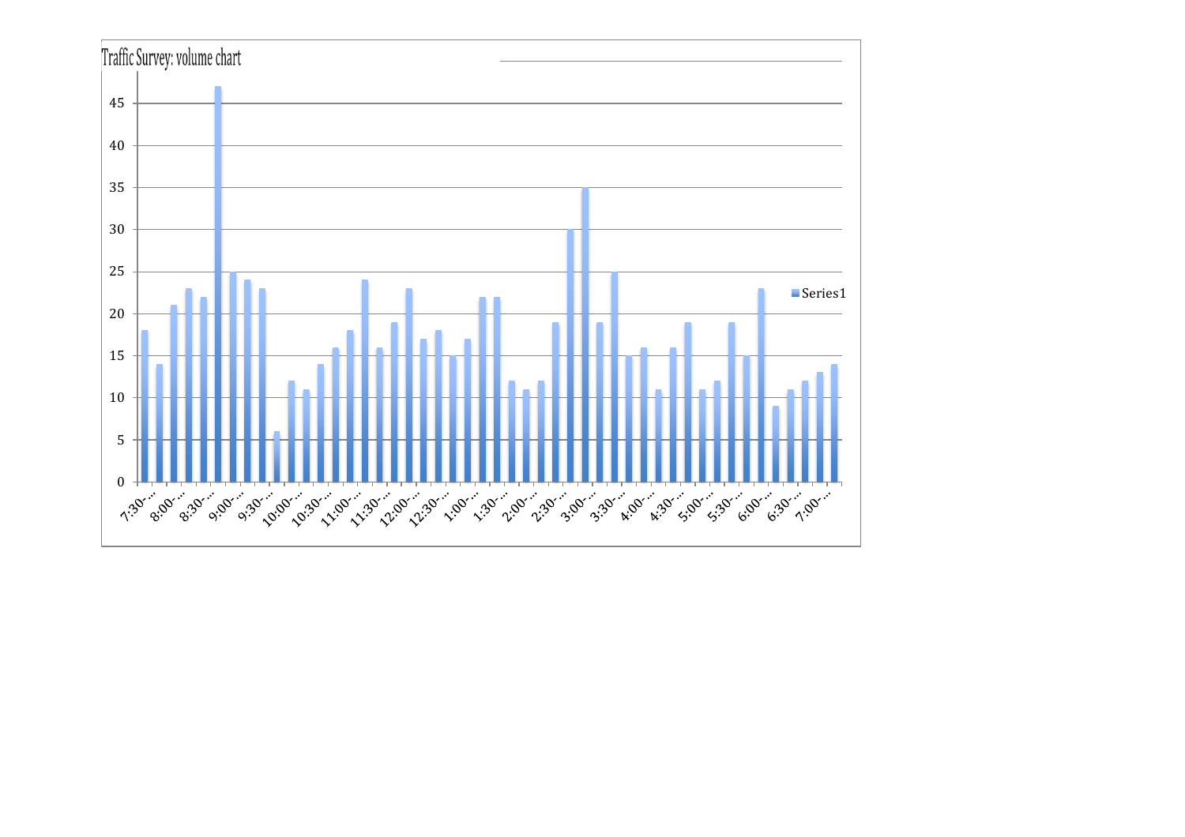Traffic Survey: volume chart

45
40
35
30
25
20
15
10
5
0

Series1

7:30-…
8:00-…
8:30-…
9:00-…
9:30-…
10:00-…
10:30-…
11:00-…
11:30-…
12:00-…
12:30-…
1:00-…
1:30-…
2:00-…
2:30-…
3:00-…
3:30-…
4:00-…
4:30-…
5:00-…
5:30-…
6:00-…
6:30-…
7:00-…